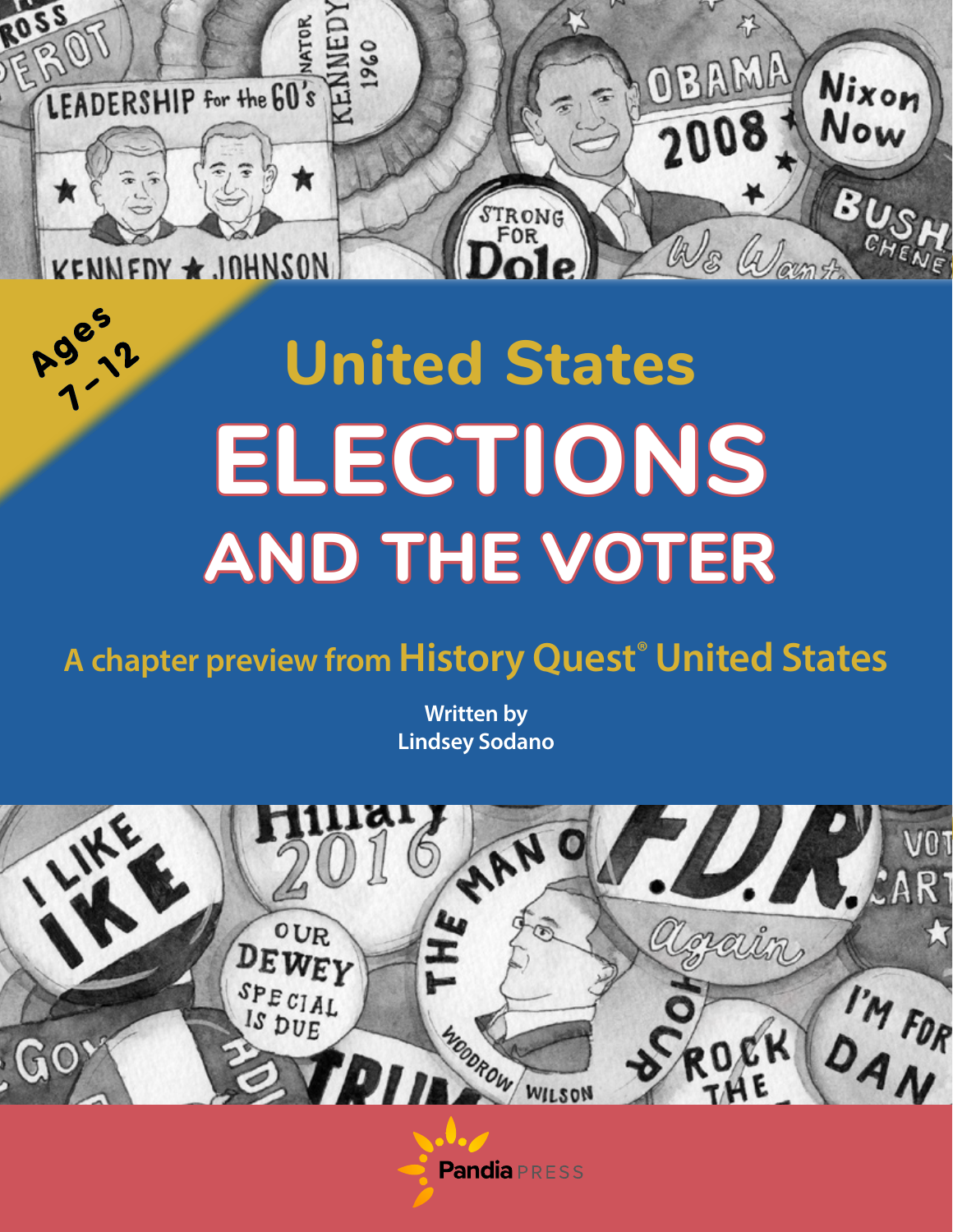Ages 7–12

# United States ELECTIONS AND THE VOTER

A chapter preview from **History Quest® United States**

Written by
Lindsey Sodano

Pandia PRESS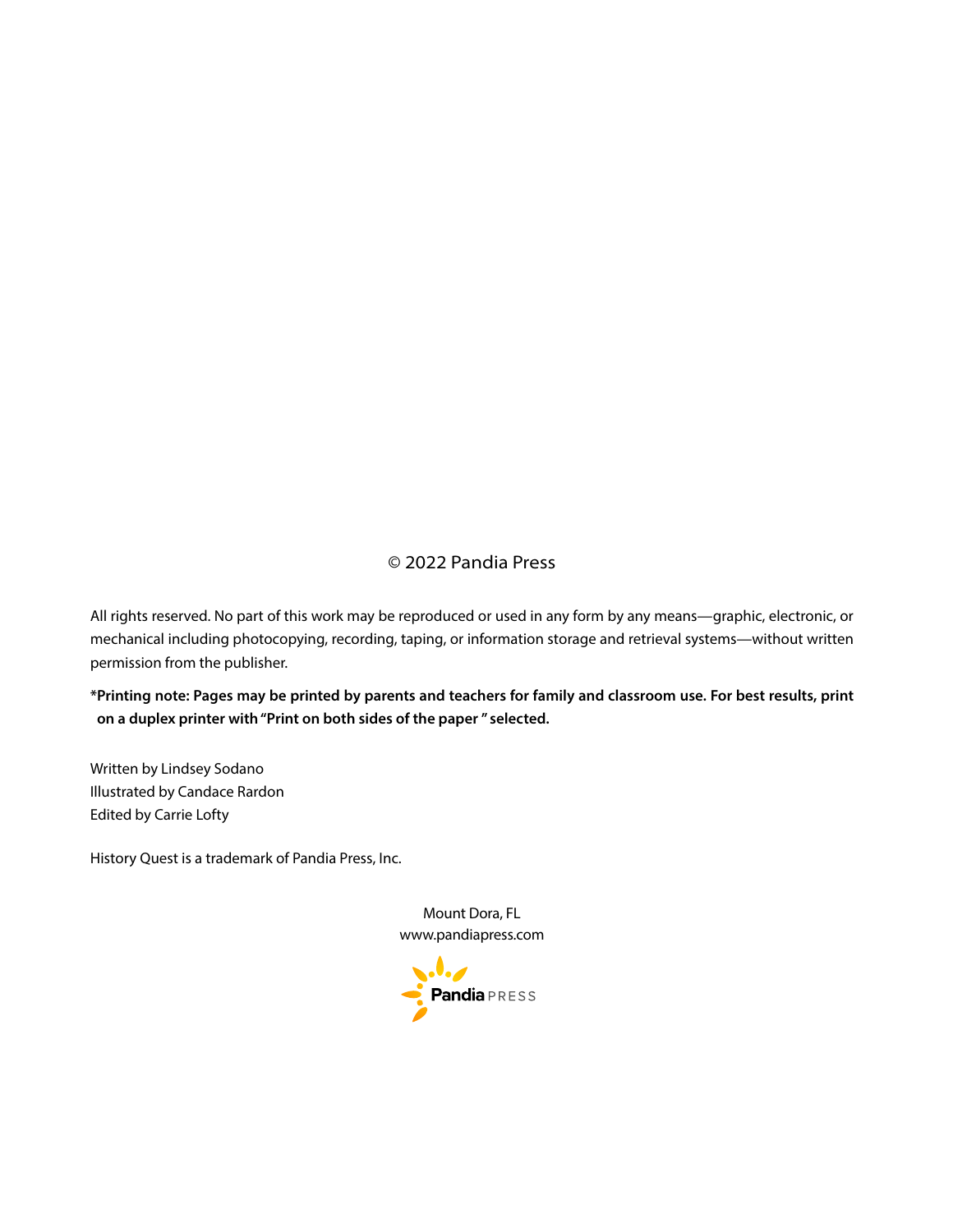© 2022 Pandia Press

All rights reserved. No part of this work may be reproduced or used in any form by any means—graphic, electronic, or mechanical including photocopying, recording, taping, or information storage and retrieval systems—without written permission from the publisher.

**\*Printing note: Pages may be printed by parents and teachers for family and classroom use. For best results, print on a duplex printer with "Print on both sides of the paper" selected.**

Written by Lindsey Sodano  
Illustrated by Candace Rardon  
Edited by Carrie Lofty

History Quest is a trademark of Pandia Press, Inc.

Mount Dora, FL  
www.pandiapress.com

Pandia PRESS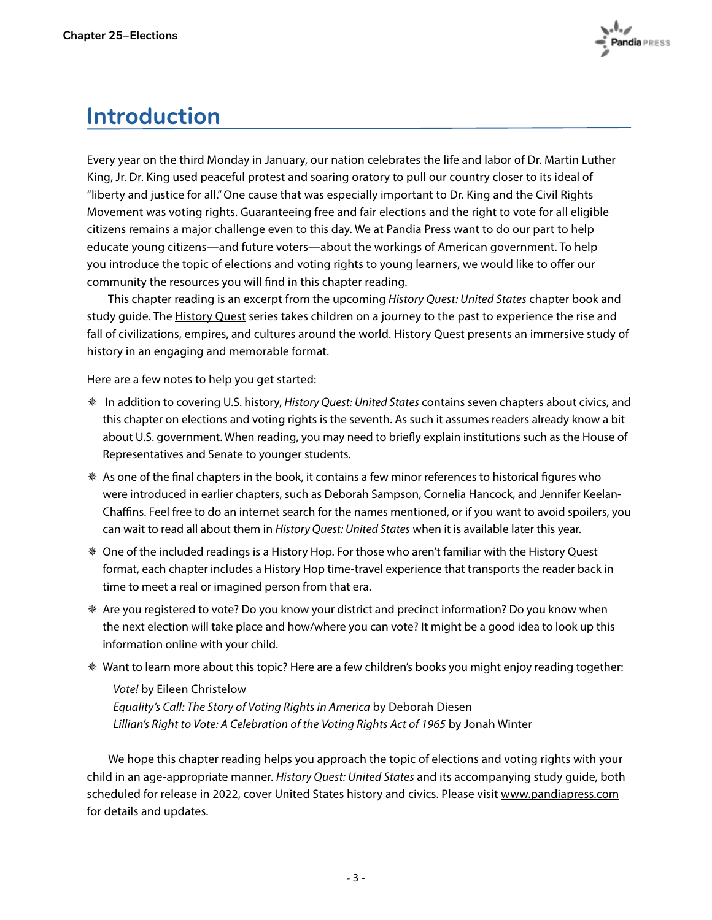# Introduction

Every year on the third Monday in January, our nation celebrates the life and labor of Dr. Martin Luther King, Jr. Dr. King used peaceful protest and soaring oratory to pull our country closer to its ideal of "liberty and justice for all." One cause that was especially important to Dr. King and the Civil Rights Movement was voting rights. Guaranteeing free and fair elections and the right to vote for all eligible citizens remains a major challenge even to this day. We at Pandia Press want to do our part to help educate young citizens—and future voters—about the workings of American government. To help you introduce the topic of elections and voting rights to young learners, we would like to offer our community the resources you will find in this chapter reading.

This chapter reading is an excerpt from the upcoming *History Quest: United States* chapter book and study guide. The History Quest series takes children on a journey to the past to experience the rise and fall of civilizations, empires, and cultures around the world. History Quest presents an immersive study of history in an engaging and memorable format.

Here are a few notes to help you get started:

- In addition to covering U.S. history, *History Quest: United States* contains seven chapters about civics, and this chapter on elections and voting rights is the seventh. As such it assumes readers already know a bit about U.S. government. When reading, you may need to briefly explain institutions such as the House of Representatives and Senate to younger students.
- As one of the final chapters in the book, it contains a few minor references to historical figures who were introduced in earlier chapters, such as Deborah Sampson, Cornelia Hancock, and Jennifer Keelan-Chaffins. Feel free to do an internet search for the names mentioned, or if you want to avoid spoilers, you can wait to read all about them in *History Quest: United States* when it is available later this year.
- One of the included readings is a History Hop. For those who aren't familiar with the History Quest format, each chapter includes a History Hop time-travel experience that transports the reader back in time to meet a real or imagined person from that era.
- Are you registered to vote? Do you know your district and precinct information? Do you know when the next election will take place and how/where you can vote? It might be a good idea to look up this information online with your child.
- Want to learn more about this topic? Here are a few children's books you might enjoy reading together:

  *Vote!* by Eileen Christelow
  *Equality's Call: The Story of Voting Rights in America* by Deborah Diesen
  *Lillian's Right to Vote: A Celebration of the Voting Rights Act of 1965* by Jonah Winter

We hope this chapter reading helps you approach the topic of elections and voting rights with your child in an age-appropriate manner. *History Quest: United States* and its accompanying study guide, both scheduled for release in 2022, cover United States history and civics. Please visit www.pandiapress.com for details and updates.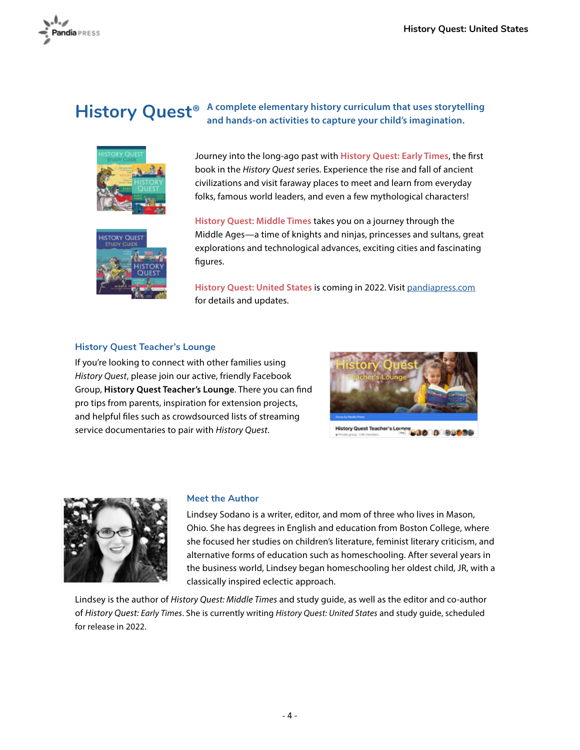# History Quest®

**A complete elementary history curriculum that uses storytelling and hands-on activities to capture your child's imagination.**

Journey into the long-ago past with **History Quest: Early Times**, the first book in the *History Quest* series. Experience the rise and fall of ancient civilizations and visit faraway places to meet and learn from everyday folks, famous world leaders, and even a few mythological characters!

**History Quest: Middle Times** takes you on a journey through the Middle Ages—a time of knights and ninjas, princesses and sultans, great explorations and technological advances, exciting cities and fascinating figures.

**History Quest: United States** is coming in 2022. Visit [pandiapress.com](pandiapress.com) for details and updates.

### History Quest Teacher's Lounge

If you're looking to connect with other families using *History Quest*, please join our active, friendly Facebook Group, **History Quest Teacher's Lounge**. There you can find pro tips from parents, inspiration for extension projects, and helpful files such as crowdsourced lists of streaming service documentaries to pair with *History Quest*.

### Meet the Author

Lindsey Sodano is a writer, editor, and mom of three who lives in Mason, Ohio. She has degrees in English and education from Boston College, where she focused her studies on children's literature, feminist literary criticism, and alternative forms of education such as homeschooling. After several years in the business world, Lindsey began homeschooling her oldest child, JR, with a classically inspired eclectic approach.

Lindsey is the author of *History Quest: Middle Times* and study guide, as well as the editor and co-author of *History Quest: Early Times*. She is currently writing *History Quest: United States* and study guide, scheduled for release in 2022.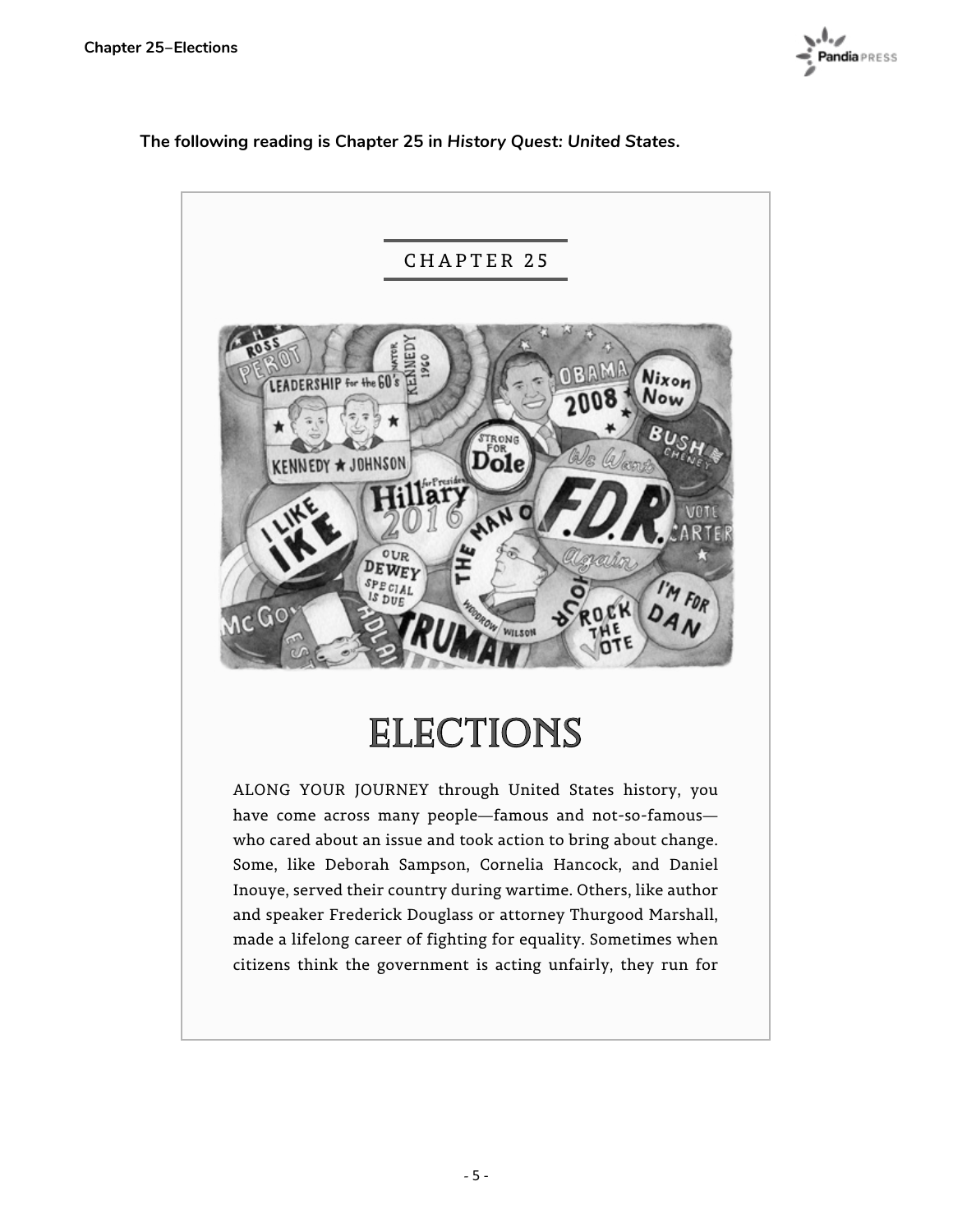**The following reading is Chapter 25 in *History Quest: United States*.**

CHAPTER 25

# ELECTIONS

ALONG YOUR JOURNEY through United States history, you have come across many people—famous and not-so-famous—who cared about an issue and took action to bring about change. Some, like Deborah Sampson, Cornelia Hancock, and Daniel Inouye, served their country during wartime. Others, like author and speaker Frederick Douglass or attorney Thurgood Marshall, made a lifelong career of fighting for equality. Sometimes when citizens think the government is acting unfairly, they run for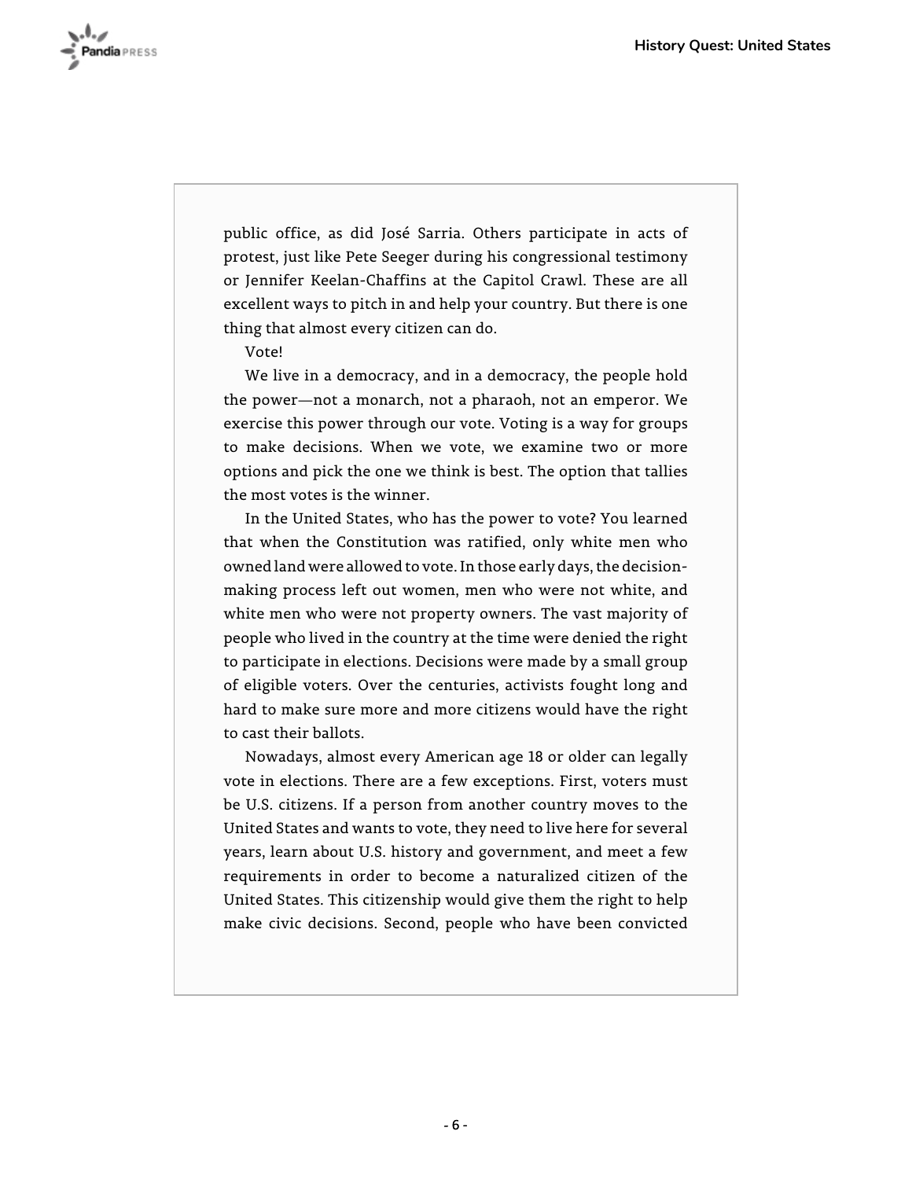public office, as did José Sarria. Others participate in acts of protest, just like Pete Seeger during his congressional testimony or Jennifer Keelan-Chaffins at the Capitol Crawl. These are all excellent ways to pitch in and help your country. But there is one thing that almost every citizen can do.

Vote!

We live in a democracy, and in a democracy, the people hold the power—not a monarch, not a pharaoh, not an emperor. We exercise this power through our vote. Voting is a way for groups to make decisions. When we vote, we examine two or more options and pick the one we think is best. The option that tallies the most votes is the winner.

In the United States, who has the power to vote? You learned that when the Constitution was ratified, only white men who owned land were allowed to vote. In those early days, the decision-making process left out women, men who were not white, and white men who were not property owners. The vast majority of people who lived in the country at the time were denied the right to participate in elections. Decisions were made by a small group of eligible voters. Over the centuries, activists fought long and hard to make sure more and more citizens would have the right to cast their ballots.

Nowadays, almost every American age 18 or older can legally vote in elections. There are a few exceptions. First, voters must be U.S. citizens. If a person from another country moves to the United States and wants to vote, they need to live here for several years, learn about U.S. history and government, and meet a few requirements in order to become a naturalized citizen of the United States. This citizenship would give them the right to help make civic decisions. Second, people who have been convicted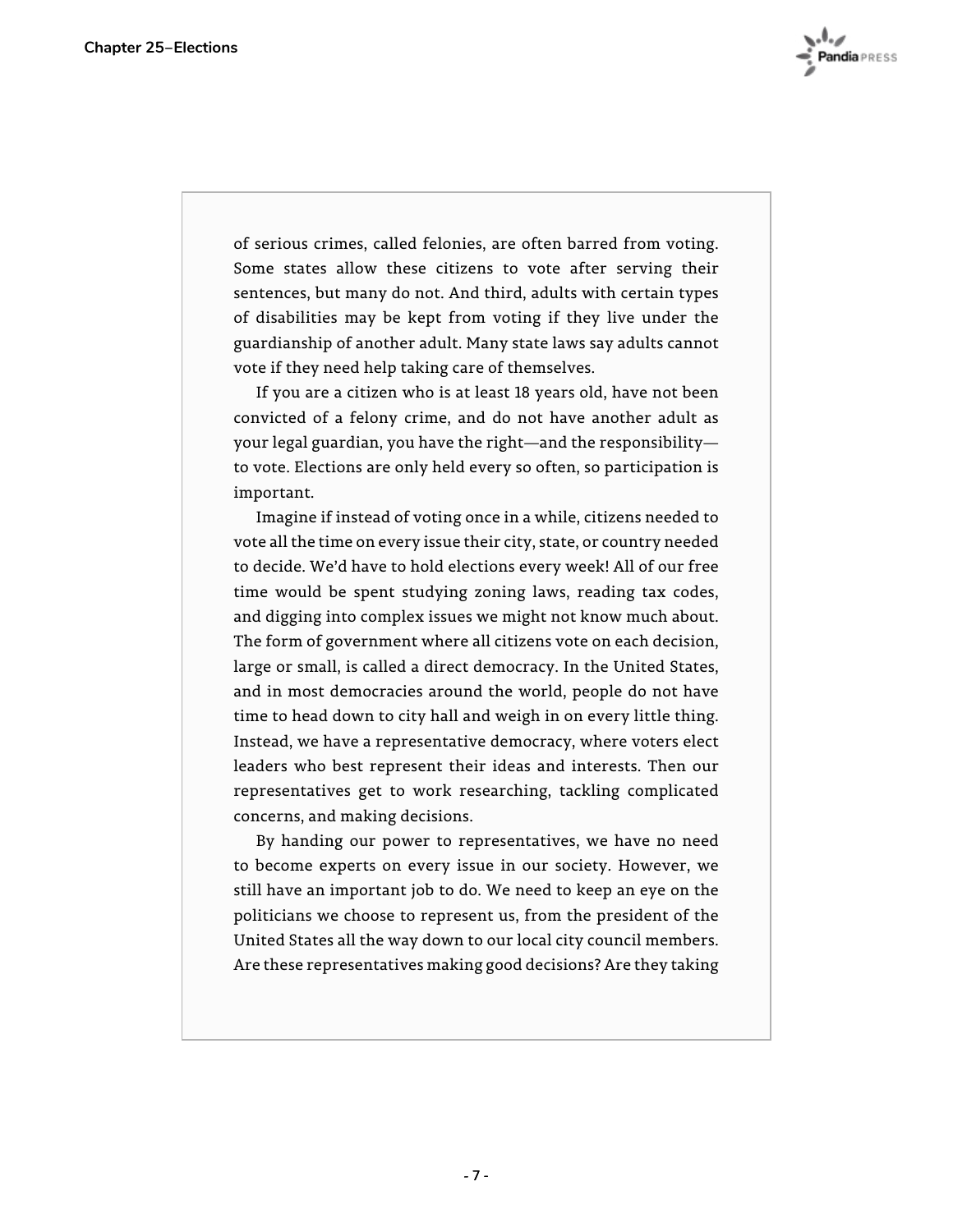of serious crimes, called felonies, are often barred from voting. Some states allow these citizens to vote after serving their sentences, but many do not. And third, adults with certain types of disabilities may be kept from voting if they live under the guardianship of another adult. Many state laws say adults cannot vote if they need help taking care of themselves.

If you are a citizen who is at least 18 years old, have not been convicted of a felony crime, and do not have another adult as your legal guardian, you have the right—and the responsibility—to vote. Elections are only held every so often, so participation is important.

Imagine if instead of voting once in a while, citizens needed to vote all the time on every issue their city, state, or country needed to decide. We'd have to hold elections every week! All of our free time would be spent studying zoning laws, reading tax codes, and digging into complex issues we might not know much about. The form of government where all citizens vote on each decision, large or small, is called a direct democracy. In the United States, and in most democracies around the world, people do not have time to head down to city hall and weigh in on every little thing. Instead, we have a representative democracy, where voters elect leaders who best represent their ideas and interests. Then our representatives get to work researching, tackling complicated concerns, and making decisions.

By handing our power to representatives, we have no need to become experts on every issue in our society. However, we still have an important job to do. We need to keep an eye on the politicians we choose to represent us, from the president of the United States all the way down to our local city council members. Are these representatives making good decisions? Are they taking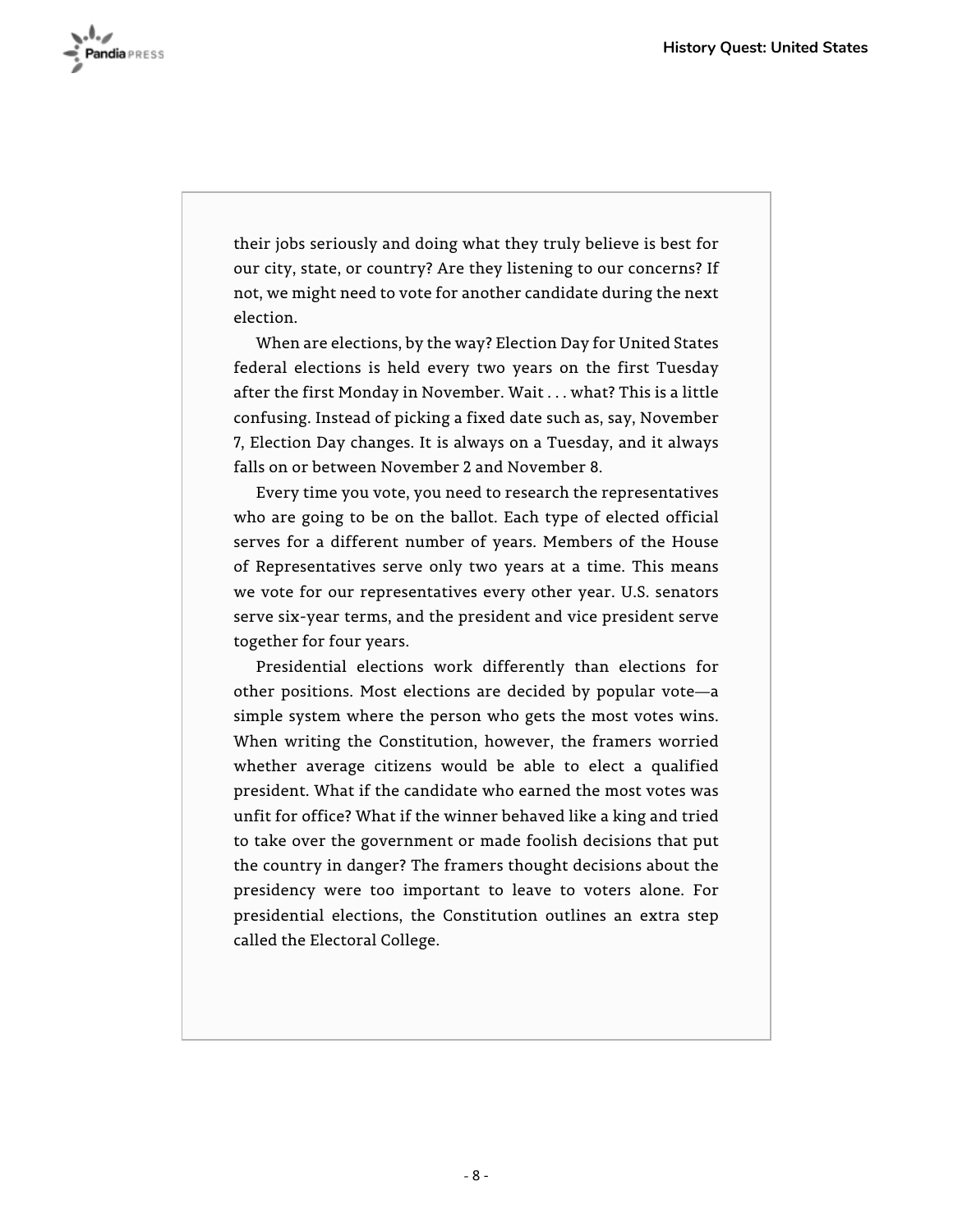their jobs seriously and doing what they truly believe is best for our city, state, or country? Are they listening to our concerns? If not, we might need to vote for another candidate during the next election.

When are elections, by the way? Election Day for United States federal elections is held every two years on the first Tuesday after the first Monday in November. Wait . . . what? This is a little confusing. Instead of picking a fixed date such as, say, November 7, Election Day changes. It is always on a Tuesday, and it always falls on or between November 2 and November 8.

Every time you vote, you need to research the representatives who are going to be on the ballot. Each type of elected official serves for a different number of years. Members of the House of Representatives serve only two years at a time. This means we vote for our representatives every other year. U.S. senators serve six-year terms, and the president and vice president serve together for four years.

Presidential elections work differently than elections for other positions. Most elections are decided by popular vote—a simple system where the person who gets the most votes wins. When writing the Constitution, however, the framers worried whether average citizens would be able to elect a qualified president. What if the candidate who earned the most votes was unfit for office? What if the winner behaved like a king and tried to take over the government or made foolish decisions that put the country in danger? The framers thought decisions about the presidency were too important to leave to voters alone. For presidential elections, the Constitution outlines an extra step called the Electoral College.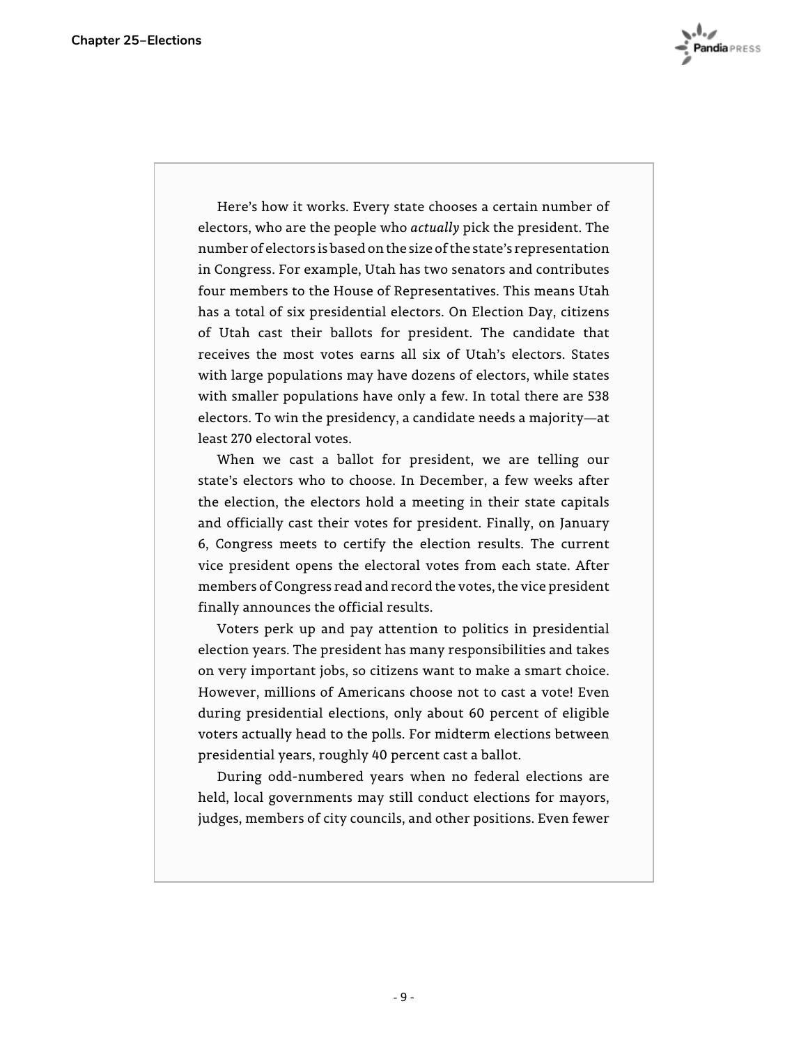Here's how it works. Every state chooses a certain number of electors, who are the people who *actually* pick the president. The number of electors is based on the size of the state's representation in Congress. For example, Utah has two senators and contributes four members to the House of Representatives. This means Utah has a total of six presidential electors. On Election Day, citizens of Utah cast their ballots for president. The candidate that receives the most votes earns all six of Utah's electors. States with large populations may have dozens of electors, while states with smaller populations have only a few. In total there are 538 electors. To win the presidency, a candidate needs a majority—at least 270 electoral votes.

When we cast a ballot for president, we are telling our state's electors who to choose. In December, a few weeks after the election, the electors hold a meeting in their state capitals and officially cast their votes for president. Finally, on January 6, Congress meets to certify the election results. The current vice president opens the electoral votes from each state. After members of Congress read and record the votes, the vice president finally announces the official results.

Voters perk up and pay attention to politics in presidential election years. The president has many responsibilities and takes on very important jobs, so citizens want to make a smart choice. However, millions of Americans choose not to cast a vote! Even during presidential elections, only about 60 percent of eligible voters actually head to the polls. For midterm elections between presidential years, roughly 40 percent cast a ballot.

During odd-numbered years when no federal elections are held, local governments may still conduct elections for mayors, judges, members of city councils, and other positions. Even fewer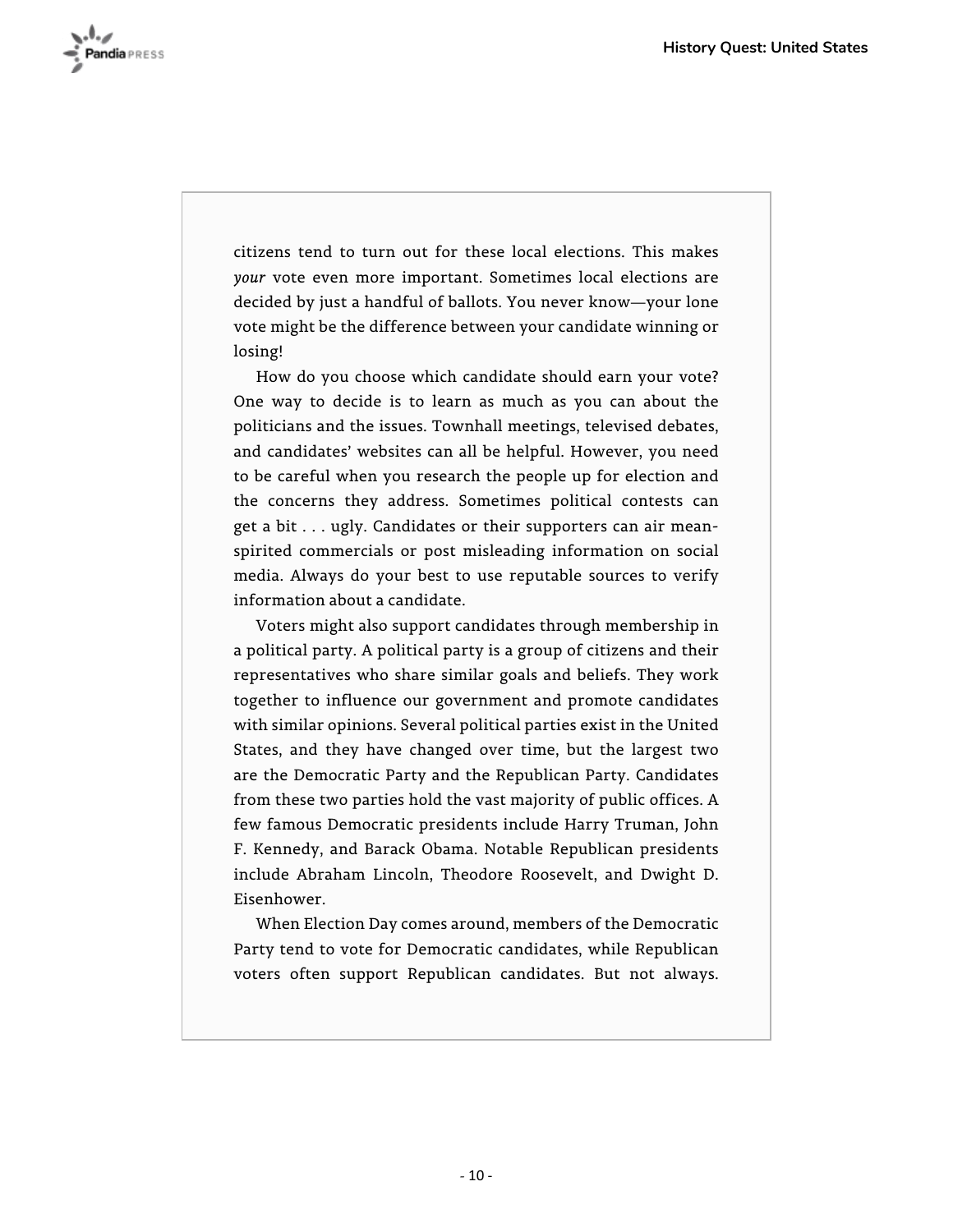citizens tend to turn out for these local elections. This makes *your* vote even more important. Sometimes local elections are decided by just a handful of ballots. You never know—your lone vote might be the difference between your candidate winning or losing!

How do you choose which candidate should earn your vote? One way to decide is to learn as much as you can about the politicians and the issues. Townhall meetings, televised debates, and candidates' websites can all be helpful. However, you need to be careful when you research the people up for election and the concerns they address. Sometimes political contests can get a bit . . . ugly. Candidates or their supporters can air mean-spirited commercials or post misleading information on social media. Always do your best to use reputable sources to verify information about a candidate.

Voters might also support candidates through membership in a political party. A political party is a group of citizens and their representatives who share similar goals and beliefs. They work together to influence our government and promote candidates with similar opinions. Several political parties exist in the United States, and they have changed over time, but the largest two are the Democratic Party and the Republican Party. Candidates from these two parties hold the vast majority of public offices. A few famous Democratic presidents include Harry Truman, John F. Kennedy, and Barack Obama. Notable Republican presidents include Abraham Lincoln, Theodore Roosevelt, and Dwight D. Eisenhower.

When Election Day comes around, members of the Democratic Party tend to vote for Democratic candidates, while Republican voters often support Republican candidates. But not always.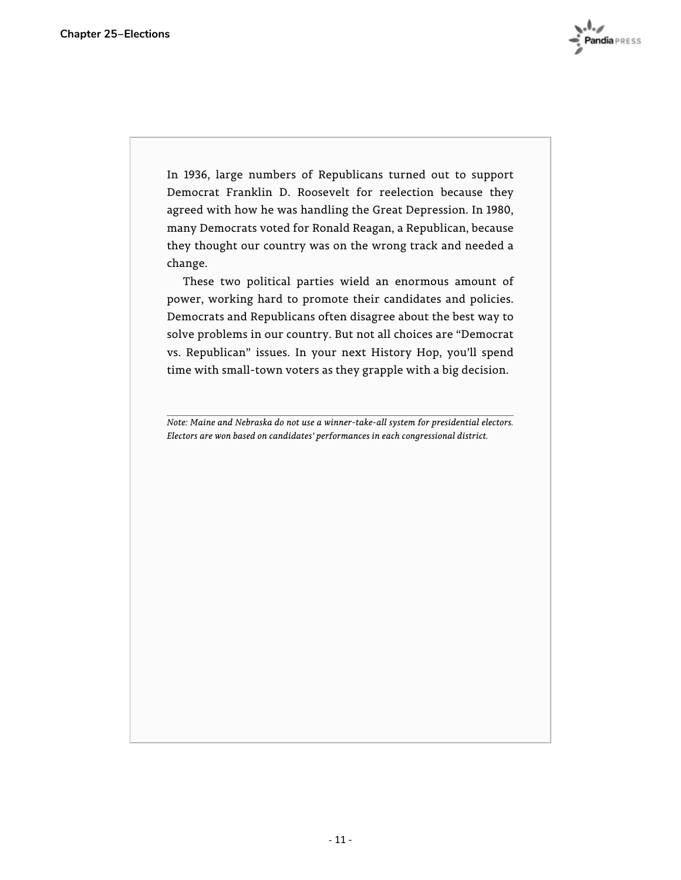In 1936, large numbers of Republicans turned out to support Democrat Franklin D. Roosevelt for reelection because they agreed with how he was handling the Great Depression. In 1980, many Democrats voted for Ronald Reagan, a Republican, because they thought our country was on the wrong track and needed a change.

These two political parties wield an enormous amount of power, working hard to promote their candidates and policies. Democrats and Republicans often disagree about the best way to solve problems in our country. But not all choices are "Democrat vs. Republican" issues. In your next History Hop, you'll spend time with small-town voters as they grapple with a big decision.

---

*Note: Maine and Nebraska do not use a winner-take-all system for presidential electors. Electors are won based on candidates' performances in each congressional district.*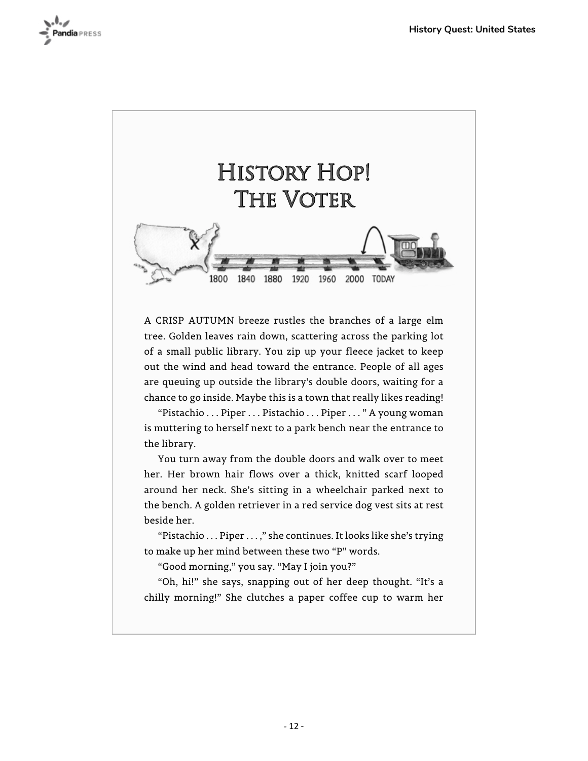# History Hop!
# The Voter

1800 1840 1880 1920 1960 2000 TODAY

A CRISP AUTUMN breeze rustles the branches of a large elm tree. Golden leaves rain down, scattering across the parking lot of a small public library. You zip up your fleece jacket to keep out the wind and head toward the entrance. People of all ages are queuing up outside the library's double doors, waiting for a chance to go inside. Maybe this is a town that really likes reading!

"Pistachio . . . Piper . . . Pistachio . . . Piper . . . " A young woman is muttering to herself next to a park bench near the entrance to the library.

You turn away from the double doors and walk over to meet her. Her brown hair flows over a thick, knitted scarf looped around her neck. She's sitting in a wheelchair parked next to the bench. A golden retriever in a red service dog vest sits at rest beside her.

"Pistachio . . . Piper . . . ," she continues. It looks like she's trying to make up her mind between these two "P" words.

"Good morning," you say. "May I join you?"

"Oh, hi!" she says, snapping out of her deep thought. "It's a chilly morning!" She clutches a paper coffee cup to warm her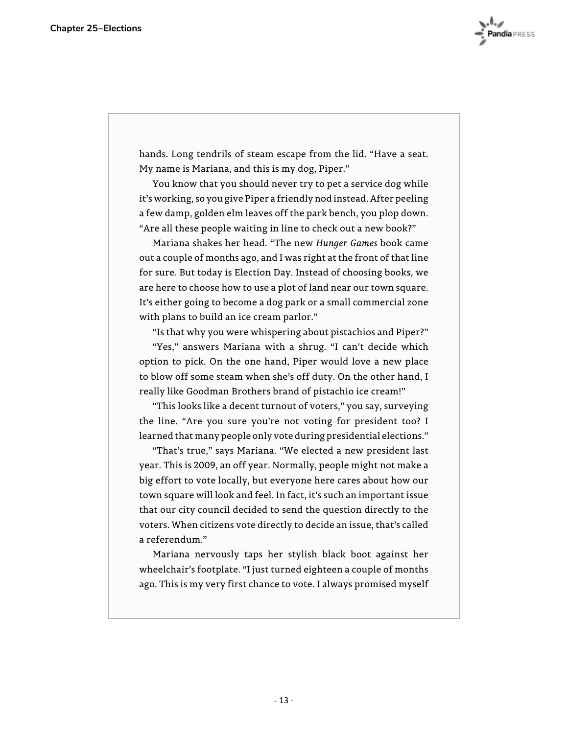hands. Long tendrils of steam escape from the lid. "Have a seat. My name is Mariana, and this is my dog, Piper."

You know that you should never try to pet a service dog while it's working, so you give Piper a friendly nod instead. After peeling a few damp, golden elm leaves off the park bench, you plop down. "Are all these people waiting in line to check out a new book?"

Mariana shakes her head. "The new *Hunger Games* book came out a couple of months ago, and I was right at the front of that line for sure. But today is Election Day. Instead of choosing books, we are here to choose how to use a plot of land near our town square. It's either going to become a dog park or a small commercial zone with plans to build an ice cream parlor."

"Is that why you were whispering about pistachios and Piper?"

"Yes," answers Mariana with a shrug. "I can't decide which option to pick. On the one hand, Piper would love a new place to blow off some steam when she's off duty. On the other hand, I really like Goodman Brothers brand of pistachio ice cream!"

"This looks like a decent turnout of voters," you say, surveying the line. "Are you sure you're not voting for president too? I learned that many people only vote during presidential elections."

"That's true," says Mariana. "We elected a new president last year. This is 2009, an off year. Normally, people might not make a big effort to vote locally, but everyone here cares about how our town square will look and feel. In fact, it's such an important issue that our city council decided to send the question directly to the voters. When citizens vote directly to decide an issue, that's called a referendum."

Mariana nervously taps her stylish black boot against her wheelchair's footplate. "I just turned eighteen a couple of months ago. This is my very first chance to vote. I always promised myself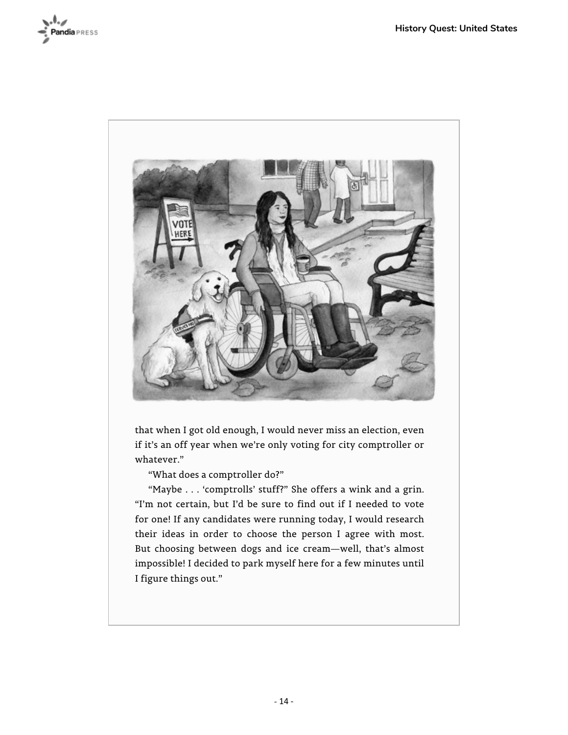that when I got old enough, I would never miss an election, even if it's an off year when we're only voting for city comptroller or whatever."

"What does a comptroller do?"

"Maybe . . . 'comptrolls' stuff?" She offers a wink and a grin. "I'm not certain, but I'd be sure to find out if I needed to vote for one! If any candidates were running today, I would research their ideas in order to choose the person I agree with most. But choosing between dogs and ice cream—well, that's almost impossible! I decided to park myself here for a few minutes until I figure things out."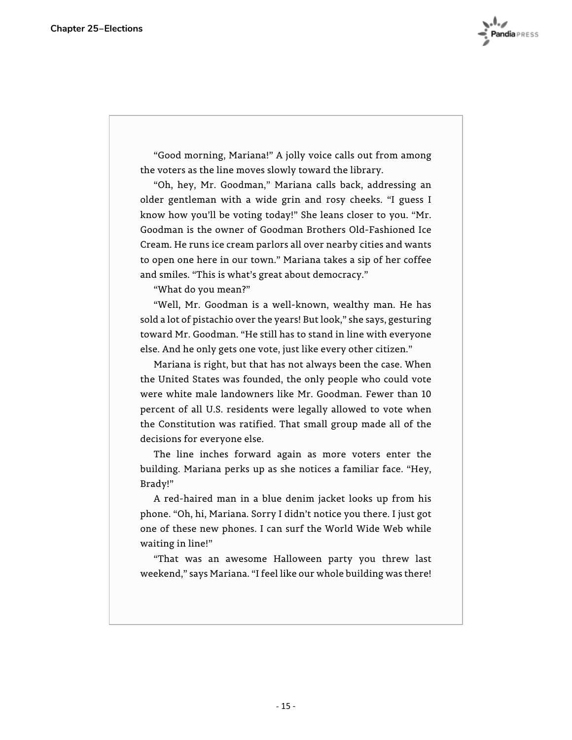"Good morning, Mariana!" A jolly voice calls out from among the voters as the line moves slowly toward the library.

"Oh, hey, Mr. Goodman," Mariana calls back, addressing an older gentleman with a wide grin and rosy cheeks. "I guess I know how you'll be voting today!" She leans closer to you. "Mr. Goodman is the owner of Goodman Brothers Old-Fashioned Ice Cream. He runs ice cream parlors all over nearby cities and wants to open one here in our town." Mariana takes a sip of her coffee and smiles. "This is what's great about democracy."

"What do you mean?"

"Well, Mr. Goodman is a well-known, wealthy man. He has sold a lot of pistachio over the years! But look," she says, gesturing toward Mr. Goodman. "He still has to stand in line with everyone else. And he only gets one vote, just like every other citizen."

Mariana is right, but that has not always been the case. When the United States was founded, the only people who could vote were white male landowners like Mr. Goodman. Fewer than 10 percent of all U.S. residents were legally allowed to vote when the Constitution was ratified. That small group made all of the decisions for everyone else.

The line inches forward again as more voters enter the building. Mariana perks up as she notices a familiar face. "Hey, Brady!"

A red-haired man in a blue denim jacket looks up from his phone. "Oh, hi, Mariana. Sorry I didn't notice you there. I just got one of these new phones. I can surf the World Wide Web while waiting in line!"

"That was an awesome Halloween party you threw last weekend," says Mariana. "I feel like our whole building was there!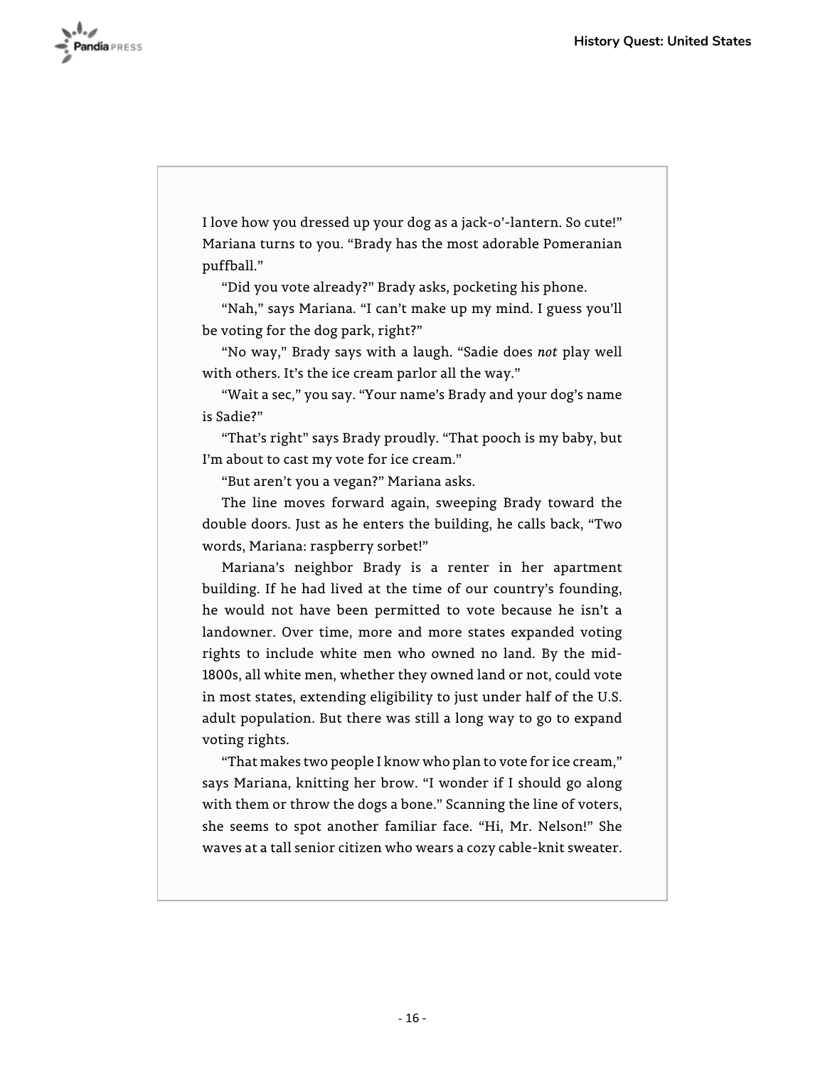I love how you dressed up your dog as a jack-o'-lantern. So cute!" Mariana turns to you. "Brady has the most adorable Pomeranian puffball."

"Did you vote already?" Brady asks, pocketing his phone.

"Nah," says Mariana. "I can't make up my mind. I guess you'll be voting for the dog park, right?"

"No way," Brady says with a laugh. "Sadie does *not* play well with others. It's the ice cream parlor all the way."

"Wait a sec," you say. "Your name's Brady and your dog's name is Sadie?"

"That's right" says Brady proudly. "That pooch is my baby, but I'm about to cast my vote for ice cream."

"But aren't you a vegan?" Mariana asks.

The line moves forward again, sweeping Brady toward the double doors. Just as he enters the building, he calls back, "Two words, Mariana: raspberry sorbet!"

Mariana's neighbor Brady is a renter in her apartment building. If he had lived at the time of our country's founding, he would not have been permitted to vote because he isn't a landowner. Over time, more and more states expanded voting rights to include white men who owned no land. By the mid-1800s, all white men, whether they owned land or not, could vote in most states, extending eligibility to just under half of the U.S. adult population. But there was still a long way to go to expand voting rights.

"That makes two people I know who plan to vote for ice cream," says Mariana, knitting her brow. "I wonder if I should go along with them or throw the dogs a bone." Scanning the line of voters, she seems to spot another familiar face. "Hi, Mr. Nelson!" She waves at a tall senior citizen who wears a cozy cable-knit sweater.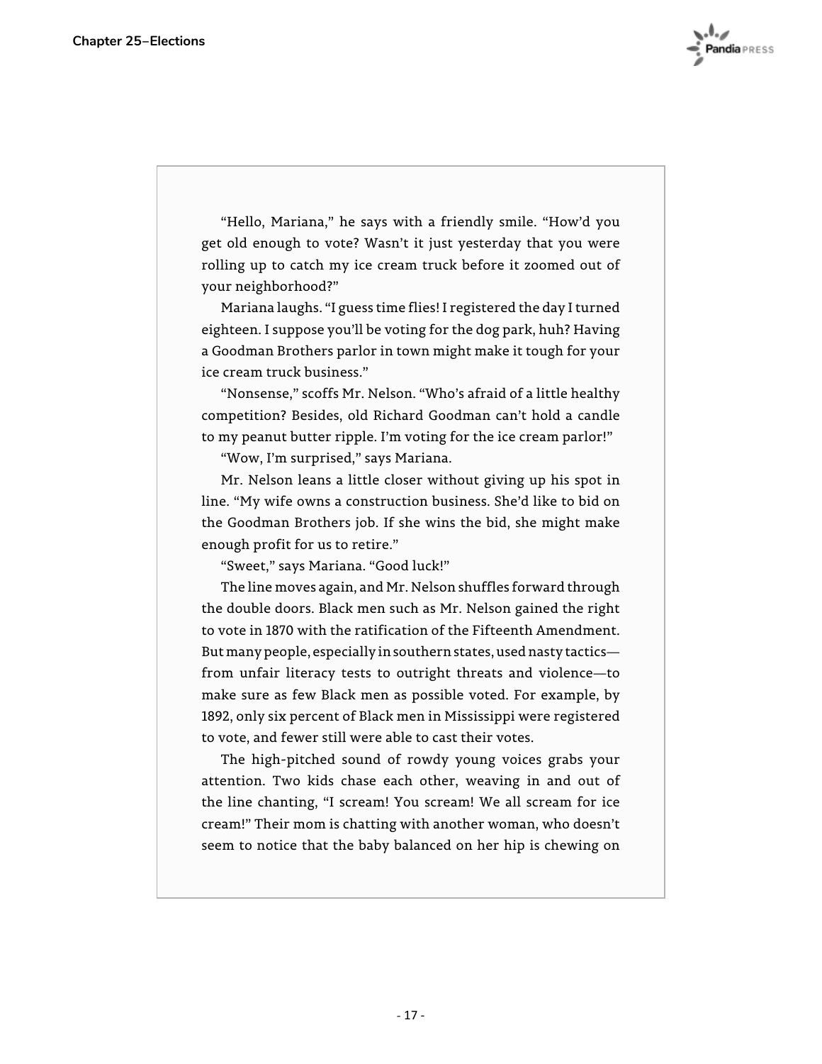"Hello, Mariana," he says with a friendly smile. "How'd you get old enough to vote? Wasn't it just yesterday that you were rolling up to catch my ice cream truck before it zoomed out of your neighborhood?"

Mariana laughs. "I guess time flies! I registered the day I turned eighteen. I suppose you'll be voting for the dog park, huh? Having a Goodman Brothers parlor in town might make it tough for your ice cream truck business."

"Nonsense," scoffs Mr. Nelson. "Who's afraid of a little healthy competition? Besides, old Richard Goodman can't hold a candle to my peanut butter ripple. I'm voting for the ice cream parlor!"

"Wow, I'm surprised," says Mariana.

Mr. Nelson leans a little closer without giving up his spot in line. "My wife owns a construction business. She'd like to bid on the Goodman Brothers job. If she wins the bid, she might make enough profit for us to retire."

"Sweet," says Mariana. "Good luck!"

The line moves again, and Mr. Nelson shuffles forward through the double doors. Black men such as Mr. Nelson gained the right to vote in 1870 with the ratification of the Fifteenth Amendment. But many people, especially in southern states, used nasty tactics—from unfair literacy tests to outright threats and violence—to make sure as few Black men as possible voted. For example, by 1892, only six percent of Black men in Mississippi were registered to vote, and fewer still were able to cast their votes.

The high-pitched sound of rowdy young voices grabs your attention. Two kids chase each other, weaving in and out of the line chanting, "I scream! You scream! We all scream for ice cream!" Their mom is chatting with another woman, who doesn't seem to notice that the baby balanced on her hip is chewing on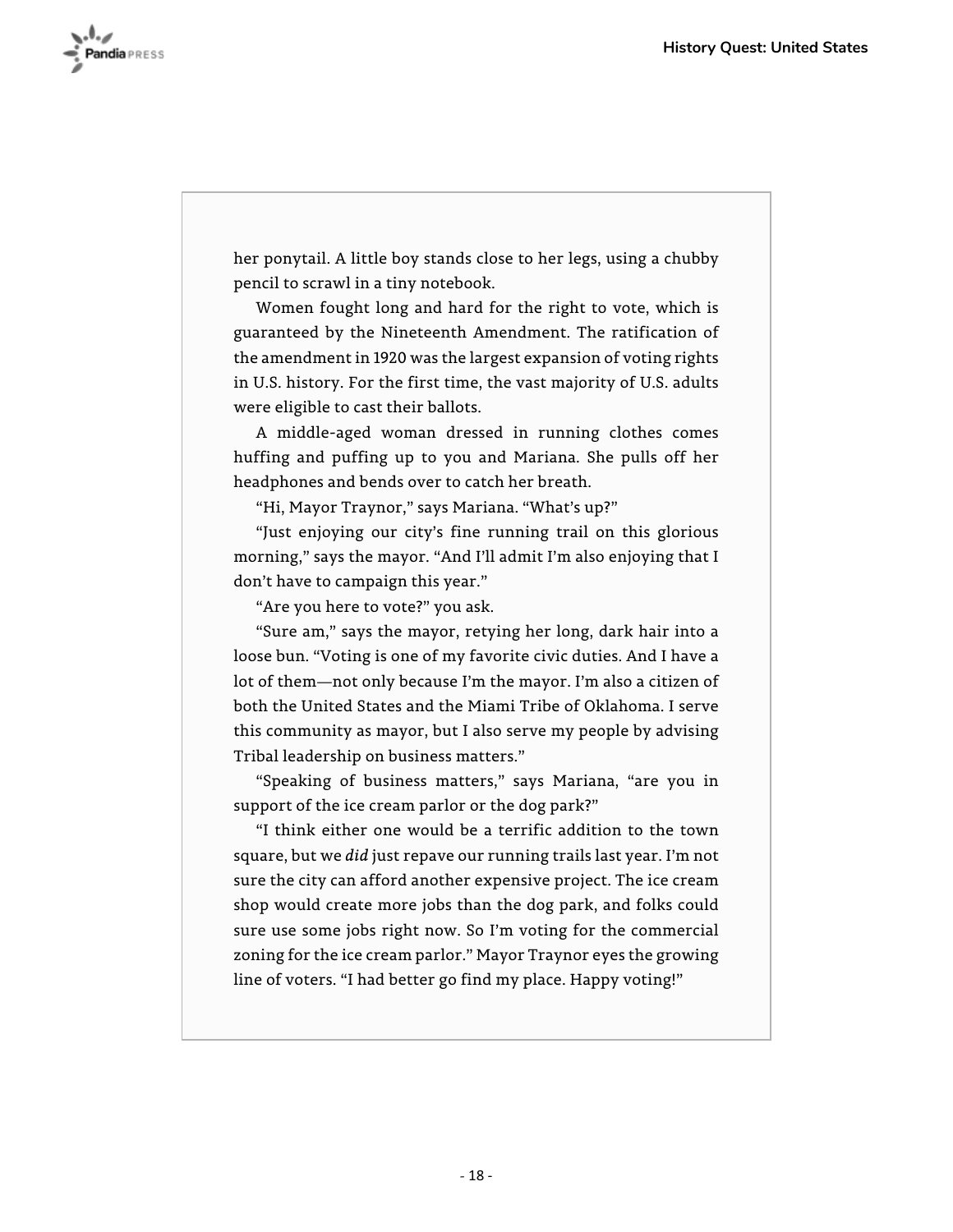her ponytail. A little boy stands close to her legs, using a chubby pencil to scrawl in a tiny notebook.

Women fought long and hard for the right to vote, which is guaranteed by the Nineteenth Amendment. The ratification of the amendment in 1920 was the largest expansion of voting rights in U.S. history. For the first time, the vast majority of U.S. adults were eligible to cast their ballots.

A middle-aged woman dressed in running clothes comes huffing and puffing up to you and Mariana. She pulls off her headphones and bends over to catch her breath.

"Hi, Mayor Traynor," says Mariana. "What's up?"

"Just enjoying our city's fine running trail on this glorious morning," says the mayor. "And I'll admit I'm also enjoying that I don't have to campaign this year."

"Are you here to vote?" you ask.

"Sure am," says the mayor, retying her long, dark hair into a loose bun. "Voting is one of my favorite civic duties. And I have a lot of them—not only because I'm the mayor. I'm also a citizen of both the United States and the Miami Tribe of Oklahoma. I serve this community as mayor, but I also serve my people by advising Tribal leadership on business matters."

"Speaking of business matters," says Mariana, "are you in support of the ice cream parlor or the dog park?"

"I think either one would be a terrific addition to the town square, but we *did* just repave our running trails last year. I'm not sure the city can afford another expensive project. The ice cream shop would create more jobs than the dog park, and folks could sure use some jobs right now. So I'm voting for the commercial zoning for the ice cream parlor." Mayor Traynor eyes the growing line of voters. "I had better go find my place. Happy voting!"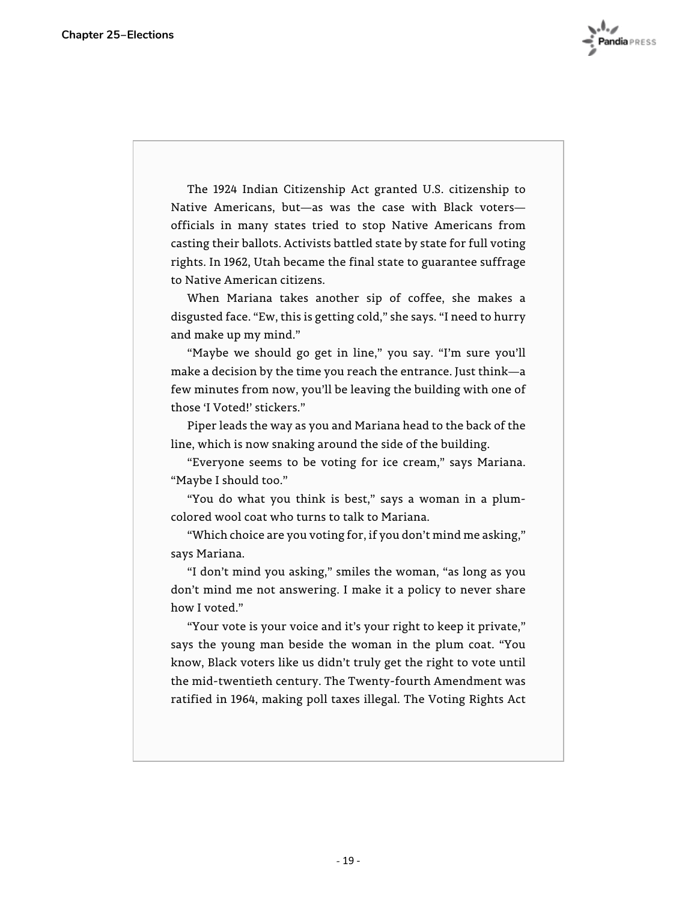The 1924 Indian Citizenship Act granted U.S. citizenship to Native Americans, but—as was the case with Black voters—officials in many states tried to stop Native Americans from casting their ballots. Activists battled state by state for full voting rights. In 1962, Utah became the final state to guarantee suffrage to Native American citizens.

When Mariana takes another sip of coffee, she makes a disgusted face. "Ew, this is getting cold," she says. "I need to hurry and make up my mind."

"Maybe we should go get in line," you say. "I'm sure you'll make a decision by the time you reach the entrance. Just think—a few minutes from now, you'll be leaving the building with one of those 'I Voted!' stickers."

Piper leads the way as you and Mariana head to the back of the line, which is now snaking around the side of the building.

"Everyone seems to be voting for ice cream," says Mariana. "Maybe I should too."

"You do what you think is best," says a woman in a plum-colored wool coat who turns to talk to Mariana.

"Which choice are you voting for, if you don't mind me asking," says Mariana.

"I don't mind you asking," smiles the woman, "as long as you don't mind me not answering. I make it a policy to never share how I voted."

"Your vote is your voice and it's your right to keep it private," says the young man beside the woman in the plum coat. "You know, Black voters like us didn't truly get the right to vote until the mid-twentieth century. The Twenty-fourth Amendment was ratified in 1964, making poll taxes illegal. The Voting Rights Act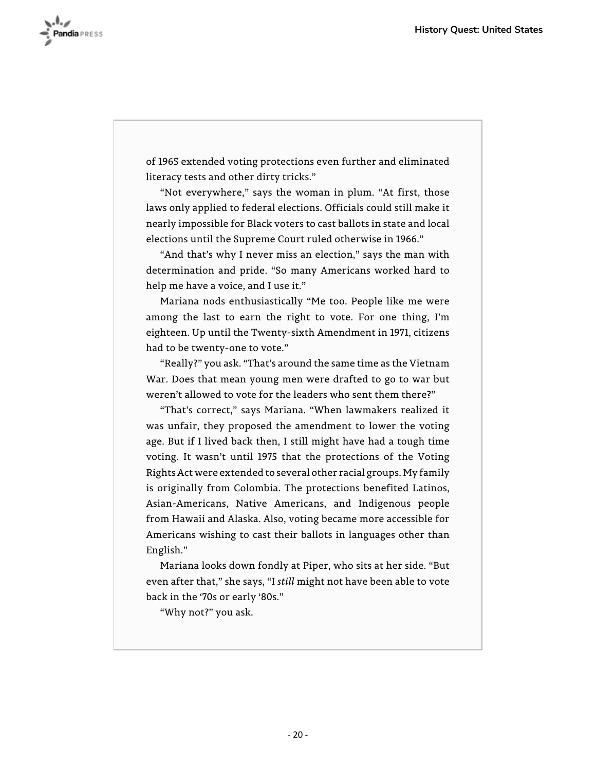of 1965 extended voting protections even further and eliminated literacy tests and other dirty tricks."

"Not everywhere," says the woman in plum. "At first, those laws only applied to federal elections. Officials could still make it nearly impossible for Black voters to cast ballots in state and local elections until the Supreme Court ruled otherwise in 1966."

"And that's why I never miss an election," says the man with determination and pride. "So many Americans worked hard to help me have a voice, and I use it."

Mariana nods enthusiastically "Me too. People like me were among the last to earn the right to vote. For one thing, I'm eighteen. Up until the Twenty-sixth Amendment in 1971, citizens had to be twenty-one to vote."

"Really?" you ask. "That's around the same time as the Vietnam War. Does that mean young men were drafted to go to war but weren't allowed to vote for the leaders who sent them there?"

"That's correct," says Mariana. "When lawmakers realized it was unfair, they proposed the amendment to lower the voting age. But if I lived back then, I still might have had a tough time voting. It wasn't until 1975 that the protections of the Voting Rights Act were extended to several other racial groups. My family is originally from Colombia. The protections benefited Latinos, Asian-Americans, Native Americans, and Indigenous people from Hawaii and Alaska. Also, voting became more accessible for Americans wishing to cast their ballots in languages other than English."

Mariana looks down fondly at Piper, who sits at her side. "But even after that," she says, "I *still* might not have been able to vote back in the '70s or early '80s."

"Why not?" you ask.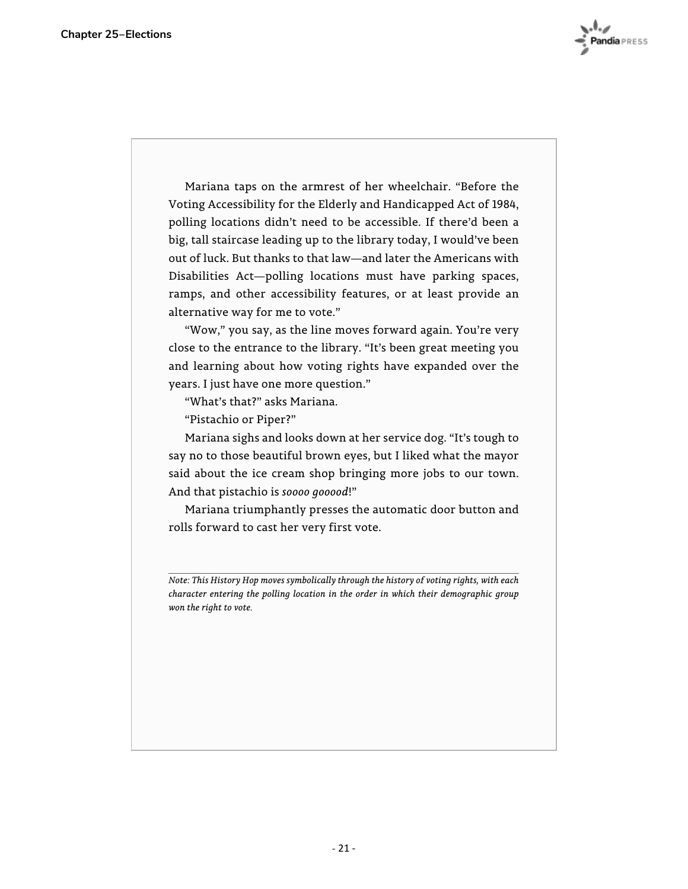Mariana taps on the armrest of her wheelchair. "Before the Voting Accessibility for the Elderly and Handicapped Act of 1984, polling locations didn't need to be accessible. If there'd been a big, tall staircase leading up to the library today, I would've been out of luck. But thanks to that law—and later the Americans with Disabilities Act—polling locations must have parking spaces, ramps, and other accessibility features, or at least provide an alternative way for me to vote."

"Wow," you say, as the line moves forward again. You're very close to the entrance to the library. "It's been great meeting you and learning about how voting rights have expanded over the years. I just have one more question."

"What's that?" asks Mariana.

"Pistachio or Piper?"

Mariana sighs and looks down at her service dog. "It's tough to say no to those beautiful brown eyes, but I liked what the mayor said about the ice cream shop bringing more jobs to our town. And that pistachio is *soooo gooood*!"

Mariana triumphantly presses the automatic door button and rolls forward to cast her very first vote.

---

*Note: This History Hop moves symbolically through the history of voting rights, with each character entering the polling location in the order in which their demographic group won the right to vote.*